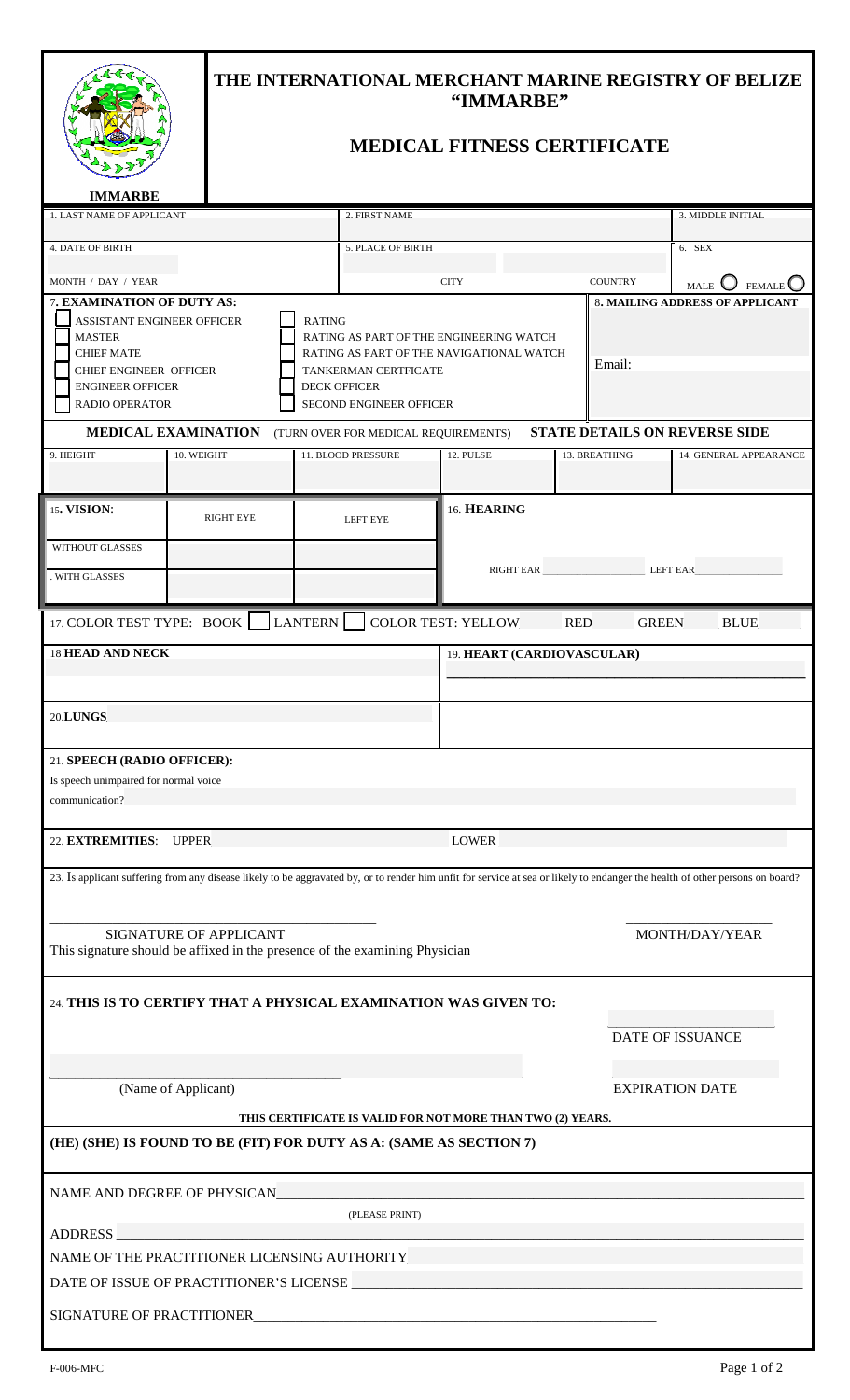# THE INTERNATIONAL MERCHANT MARINE REGISTRY OF BELIZE "IMMARBE"

## MEDICAL FITNESS CERTIFICATE

IMMARBE

| 1. LAST NAME OF APPLICANT | 2. FIRST NAME | 3. MIDDLE INITIAL |
|---|---|---|
| | | |

| 4. DATE OF BIRTH | 5. PLACE OF BIRTH | | 6. SEX |
|---|---|---|---|
| MONTH / DAY / YEAR | CITY | COUNTRY | MALE ○ FEMALE ○ |

**7. EXAMINATION OF DUTY AS:**

- ☐ ASSISTANT ENGINEER OFFICER
- ☐ MASTER
- ☐ CHIEF MATE
- ☐ CHIEF ENGINEER OFFICER
- ☐ ENGINEER OFFICER
- ☐ RADIO OPERATOR
- ☐ RATING
- ☐ RATING AS PART OF THE ENGINEERING WATCH
- ☐ RATING AS PART OF THE NAVIGATIONAL WATCH
- ☐ TANKERMAN CERTFICATE
- ☐ DECK OFFICER
- ☐ SECOND ENGINEER OFFICER

**8. MAILING ADDRESS OF APPLICANT**

Email:

**MEDICAL EXAMINATION** (TURN OVER FOR MEDICAL REQUIREMENTS) **STATE DETAILS ON REVERSE SIDE**

| 9. HEIGHT | 10. WEIGHT | 11. BLOOD PRESSURE | 12. PULSE | 13. BREATHING | 14. GENERAL APPEARANCE |
|---|---|---|---|---|---|
| | | | | | |

| 15. **VISION**: | RIGHT EYE | LEFT EYE |
|---|---|---|
| WITHOUT GLASSES | | |
| WITH GLASSES | | |

16. **HEARING**

RIGHT EAR \_\_\_\_\_\_\_\_ LEFT EAR \_\_\_\_\_\_\_\_

17. COLOR TEST TYPE: BOOK ☐ LANTERN ☐ COLOR TEST: YELLOW RED GREEN BLUE

**18 HEAD AND NECK**

19. **HEART (CARDIOVASCULAR)**

20.**LUNGS**

21. **SPEECH (RADIO OFFICER):**

Is speech unimpaired for normal voice communication?

22. **EXTREMITIES**: UPPER LOWER

23. Is applicant suffering from any disease likely to be aggravated by, or to render him unfit for service at sea or likely to endanger the health of other persons on board?

\_\_\_\_\_\_\_\_\_\_\_\_\_\_\_\_\_\_\_\_\_\_\_\_ \_\_\_\_\_\_\_\_\_\_\_\_\_\_

SIGNATURE OF APPLICANT MONTH/DAY/YEAR

This signature should be affixed in the presence of the examining Physician

24. **THIS IS TO CERTIFY THAT A PHYSICAL EXAMINATION WAS GIVEN TO:**

\_\_\_\_\_\_\_\_\_\_\_\_\_\_
DATE OF ISSUANCE

\_\_\_\_\_\_\_\_\_\_\_\_\_\_\_\_\_\_\_\_\_\_\_\_
(Name of Applicant)

\_\_\_\_\_\_\_\_\_\_\_\_\_\_
EXPIRATION DATE

**THIS CERTIFICATE IS VALID FOR NOT MORE THAN TWO (2) YEARS.**

**(HE) (SHE) IS FOUND TO BE (FIT) FOR DUTY AS A: (SAME AS SECTION 7)**

NAME AND DEGREE OF PHYSICAN\_\_\_\_\_\_\_\_\_\_\_\_\_\_\_\_\_\_\_\_\_\_\_\_
(PLEASE PRINT)

ADDRESS \_\_\_\_\_\_\_\_\_\_\_\_\_\_\_\_\_\_\_\_\_\_\_\_

NAME OF THE PRACTITIONER LICENSING AUTHORITY

DATE OF ISSUE OF PRACTITIONER'S LICENSE \_\_\_\_\_\_\_\_\_\_\_\_\_\_\_\_\_\_\_\_\_\_\_\_

SIGNATURE OF PRACTITIONER\_\_\_\_\_\_\_\_\_\_\_\_\_\_\_\_\_\_\_\_\_\_\_\_

F-006-MFC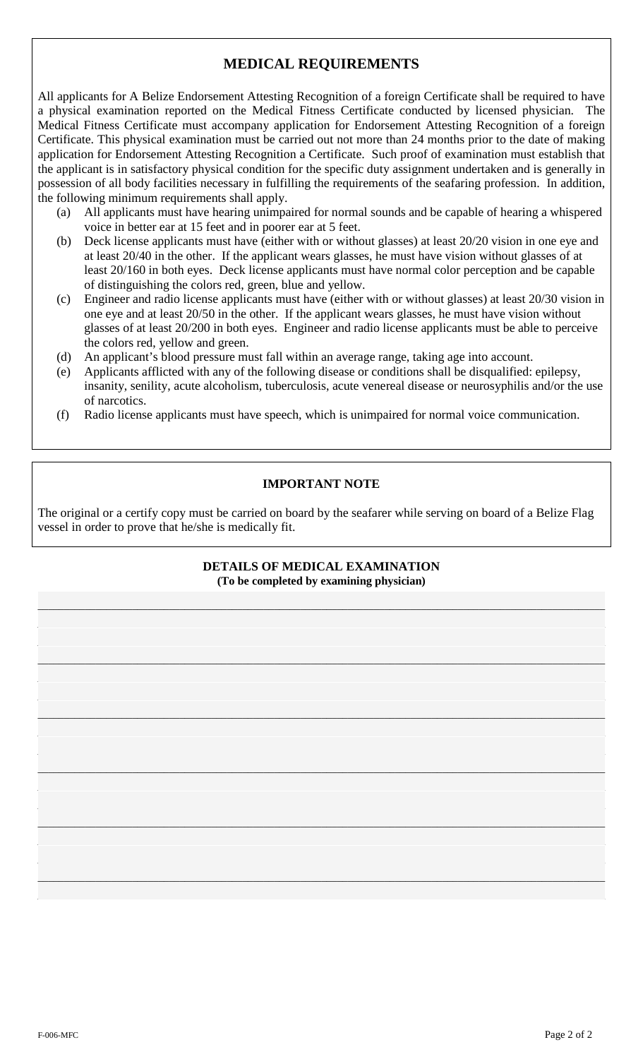## MEDICAL REQUIREMENTS

All applicants for A Belize Endorsement Attesting Recognition of a foreign Certificate shall be required to have a physical examination reported on the Medical Fitness Certificate conducted by licensed physician. The Medical Fitness Certificate must accompany application for Endorsement Attesting Recognition of a foreign Certificate. This physical examination must be carried out not more than 24 months prior to the date of making application for Endorsement Attesting Recognition a Certificate. Such proof of examination must establish that the applicant is in satisfactory physical condition for the specific duty assignment undertaken and is generally in possession of all body facilities necessary in fulfilling the requirements of the seafaring profession. In addition, the following minimum requirements shall apply.

(a) All applicants must have hearing unimpaired for normal sounds and be capable of hearing a whispered voice in better ear at 15 feet and in poorer ear at 5 feet.

(b) Deck license applicants must have (either with or without glasses) at least 20/20 vision in one eye and at least 20/40 in the other. If the applicant wears glasses, he must have vision without glasses of at least 20/160 in both eyes. Deck license applicants must have normal color perception and be capable of distinguishing the colors red, green, blue and yellow.

(c) Engineer and radio license applicants must have (either with or without glasses) at least 20/30 vision in one eye and at least 20/50 in the other. If the applicant wears glasses, he must have vision without glasses of at least 20/200 in both eyes. Engineer and radio license applicants must be able to perceive the colors red, yellow and green.

(d) An applicant's blood pressure must fall within an average range, taking age into account.

(e) Applicants afflicted with any of the following disease or conditions shall be disqualified: epilepsy, insanity, senility, acute alcoholism, tuberculosis, acute venereal disease or neurosyphilis and/or the use of narcotics.

(f) Radio license applicants must have speech, which is unimpaired for normal voice communication.

### IMPORTANT NOTE

The original or a certify copy must be carried on board by the seafarer while serving on board of a Belize Flag vessel in order to prove that he/she is medically fit.

### DETAILS OF MEDICAL EXAMINATION
**(To be completed by examining physician)**

______________________________________________________________________________

______________________________________________________________________________

______________________________________________________________________________

______________________________________________________________________________

______________________________________________________________________________

______________________________________________________________________________

F-006-MFC